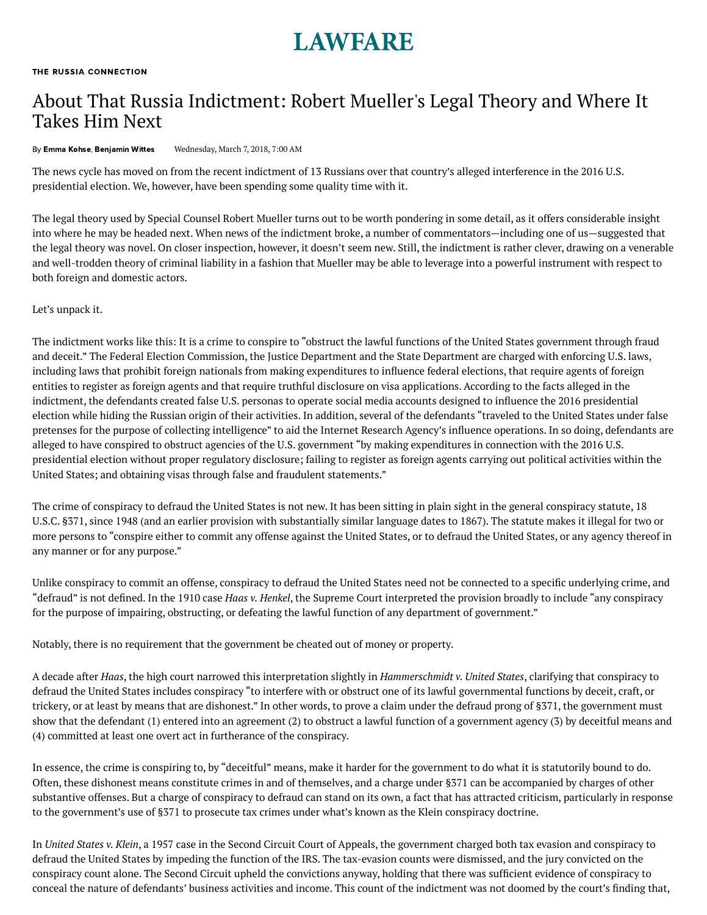# LAWFARE

**THE RUSSIA CONNECTION**

## About That Russia Indictment: Robert Mueller's Legal Theory and Where It Takes Him Next

By **Emma Kohse**, **Benjamin Wittes** Wednesday, March 7, 2018, 7:00 AM

The news cycle has moved on from the recent indictment of 13 Russians over that country's alleged interference in the 2016 U.S. presidential election. We, however, have been spending some quality time with it.

The legal theory used by Special Counsel Robert Mueller turns out to be worth pondering in some detail, as it offers considerable insight into where he may be headed next. When news of the indictment broke, a number of commentators—including one of us—suggested that the legal theory was novel. On closer inspection, however, it doesn't seem new. Still, the indictment is rather clever, drawing on a venerable and well-trodden theory of criminal liability in a fashion that Mueller may be able to leverage into a powerful instrument with respect to both foreign and domestic actors.

Let's unpack it.

The indictment works like this: It is a crime to conspire to "obstruct the lawful functions of the United States government through fraud and deceit." The Federal Election Commission, the Justice Department and the State Department are charged with enforcing U.S. laws, including laws that prohibit foreign nationals from making expenditures to influence federal elections, that require agents of foreign entities to register as foreign agents and that require truthful disclosure on visa applications. According to the facts alleged in the indictment, the defendants created false U.S. personas to operate social media accounts designed to influence the 2016 presidential election while hiding the Russian origin of their activities. In addition, several of the defendants "traveled to the United States under false pretenses for the purpose of collecting intelligence" to aid the Internet Research Agency's influence operations. In so doing, defendants are alleged to have conspired to obstruct agencies of the U.S. government "by making expenditures in connection with the 2016 U.S. presidential election without proper regulatory disclosure; failing to register as foreign agents carrying out political activities within the United States; and obtaining visas through false and fraudulent statements."

The crime of conspiracy to defraud the United States is not new. It has been sitting in plain sight in the general conspiracy statute, 18 U.S.C. §371, since 1948 (and an earlier provision with substantially similar language dates to 1867). The statute makes it illegal for two or more persons to "conspire either to commit any offense against the United States, or to defraud the United States, or any agency thereof in any manner or for any purpose."

Unlike conspiracy to commit an offense, conspiracy to defraud the United States need not be connected to a specific underlying crime, and "defraud" is not defined. In the 1910 case *Haas v. Henkel*, the Supreme Court interpreted the provision broadly to include "any conspiracy for the purpose of impairing, obstructing, or defeating the lawful function of any department of government."

Notably, there is no requirement that the government be cheated out of money or property.

A decade after *Haas*, the high court narrowed this interpretation slightly in *Hammerschmidt v. United States*, clarifying that conspiracy to defraud the United States includes conspiracy "to interfere with or obstruct one of its lawful governmental functions by deceit, craft, or trickery, or at least by means that are dishonest." In other words, to prove a claim under the defraud prong of §371, the government must show that the defendant (1) entered into an agreement (2) to obstruct a lawful function of a government agency (3) by deceitful means and (4) committed at least one overt act in furtherance of the conspiracy.

In essence, the crime is conspiring to, by "deceitful" means, make it harder for the government to do what it is statutorily bound to do. Often, these dishonest means constitute crimes in and of themselves, and a charge under §371 can be accompanied by charges of other substantive offenses. But a charge of conspiracy to defraud can stand on its own, a fact that has attracted criticism, particularly in response to the government's use of §371 to prosecute tax crimes under what's known as the Klein conspiracy doctrine.

In *United States v. Klein*, a 1957 case in the Second Circuit Court of Appeals, the government charged both tax evasion and conspiracy to defraud the United States by impeding the function of the IRS. The tax-evasion counts were dismissed, and the jury convicted on the conspiracy count alone. The Second Circuit upheld the convictions anyway, holding that there was sufficient evidence of conspiracy to conceal the nature of defendants' business activities and income. This count of the indictment was not doomed by the court's finding that,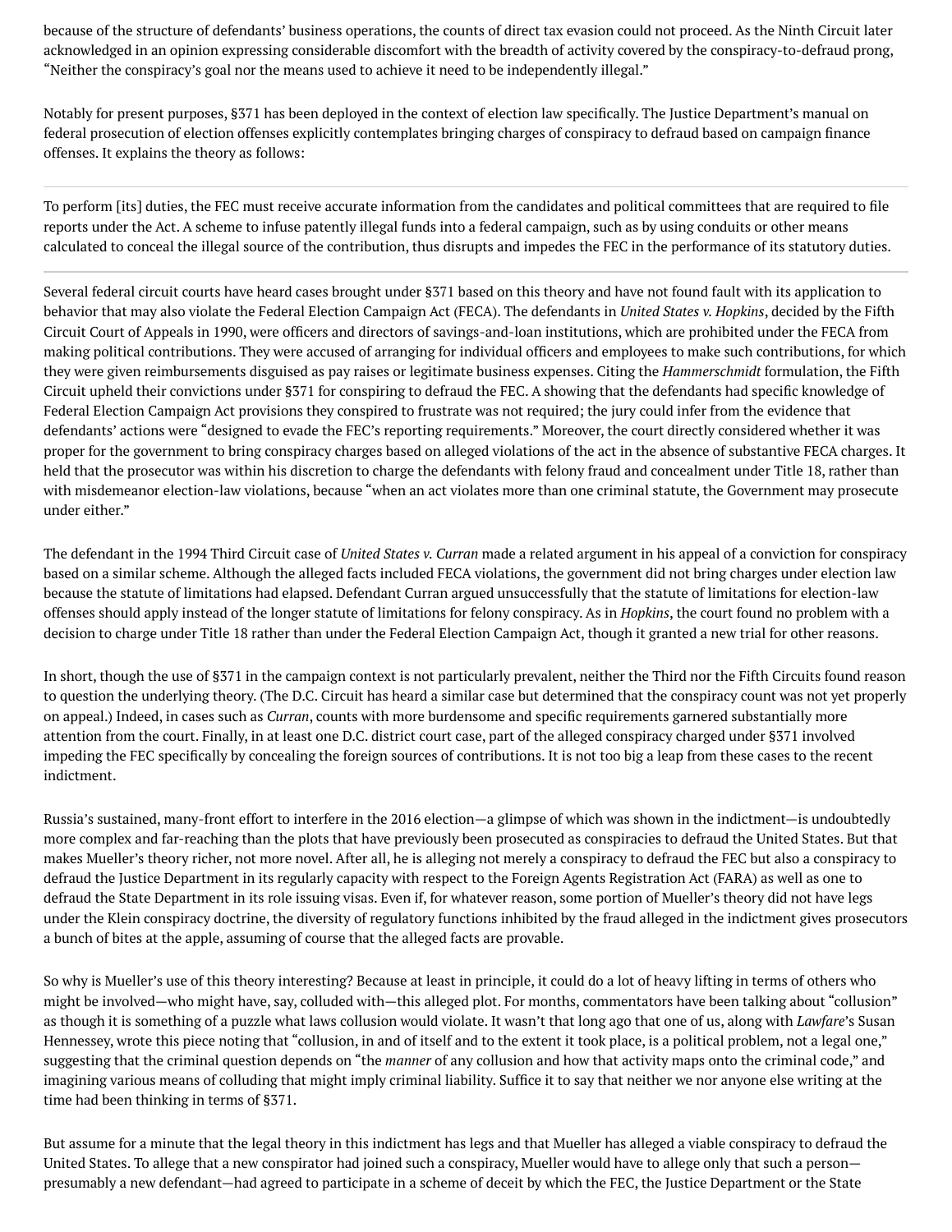because of the structure of defendants' business operations, the counts of direct tax evasion could not proceed. As the Ninth Circuit later acknowledged in an opinion expressing considerable discomfort with the breadth of activity covered by the conspiracy-to-defraud prong, "Neither the conspiracy's goal nor the means used to achieve it need to be independently illegal."

Notably for present purposes, §371 has been deployed in the context of election law specifically. The Justice Department's manual on federal prosecution of election offenses explicitly contemplates bringing charges of conspiracy to defraud based on campaign finance offenses. It explains the theory as follows:

> To perform [its] duties, the FEC must receive accurate information from the candidates and political committees that are required to file reports under the Act. A scheme to infuse patently illegal funds into a federal campaign, such as by using conduits or other means calculated to conceal the illegal source of the contribution, thus disrupts and impedes the FEC in the performance of its statutory duties.

Several federal circuit courts have heard cases brought under §371 based on this theory and have not found fault with its application to behavior that may also violate the Federal Election Campaign Act (FECA). The defendants in *United States v. Hopkins*, decided by the Fifth Circuit Court of Appeals in 1990, were officers and directors of savings-and-loan institutions, which are prohibited under the FECA from making political contributions. They were accused of arranging for individual officers and employees to make such contributions, for which they were given reimbursements disguised as pay raises or legitimate business expenses. Citing the *Hammerschmidt* formulation, the Fifth Circuit upheld their convictions under §371 for conspiring to defraud the FEC. A showing that the defendants had specific knowledge of Federal Election Campaign Act provisions they conspired to frustrate was not required; the jury could infer from the evidence that defendants' actions were "designed to evade the FEC's reporting requirements." Moreover, the court directly considered whether it was proper for the government to bring conspiracy charges based on alleged violations of the act in the absence of substantive FECA charges. It held that the prosecutor was within his discretion to charge the defendants with felony fraud and concealment under Title 18, rather than with misdemeanor election-law violations, because "when an act violates more than one criminal statute, the Government may prosecute under either."

The defendant in the 1994 Third Circuit case of *United States v. Curran* made a related argument in his appeal of a conviction for conspiracy based on a similar scheme. Although the alleged facts included FECA violations, the government did not bring charges under election law because the statute of limitations had elapsed. Defendant Curran argued unsuccessfully that the statute of limitations for election-law offenses should apply instead of the longer statute of limitations for felony conspiracy. As in *Hopkins*, the court found no problem with a decision to charge under Title 18 rather than under the Federal Election Campaign Act, though it granted a new trial for other reasons.

In short, though the use of §371 in the campaign context is not particularly prevalent, neither the Third nor the Fifth Circuits found reason to question the underlying theory. (The D.C. Circuit has heard a similar case but determined that the conspiracy count was not yet properly on appeal.) Indeed, in cases such as *Curran*, counts with more burdensome and specific requirements garnered substantially more attention from the court. Finally, in at least one D.C. district court case, part of the alleged conspiracy charged under §371 involved impeding the FEC specifically by concealing the foreign sources of contributions. It is not too big a leap from these cases to the recent indictment.

Russia's sustained, many-front effort to interfere in the 2016 election—a glimpse of which was shown in the indictment—is undoubtedly more complex and far-reaching than the plots that have previously been prosecuted as conspiracies to defraud the United States. But that makes Mueller's theory richer, not more novel. After all, he is alleging not merely a conspiracy to defraud the FEC but also a conspiracy to defraud the Justice Department in its regularly capacity with respect to the Foreign Agents Registration Act (FARA) as well as one to defraud the State Department in its role issuing visas. Even if, for whatever reason, some portion of Mueller's theory did not have legs under the Klein conspiracy doctrine, the diversity of regulatory functions inhibited by the fraud alleged in the indictment gives prosecutors a bunch of bites at the apple, assuming of course that the alleged facts are provable.

So why is Mueller's use of this theory interesting? Because at least in principle, it could do a lot of heavy lifting in terms of others who might be involved—who might have, say, colluded with—this alleged plot. For months, commentators have been talking about "collusion" as though it is something of a puzzle what laws collusion would violate. It wasn't that long ago that one of us, along with *Lawfare*'s Susan Hennessey, wrote this piece noting that "collusion, in and of itself and to the extent it took place, is a political problem, not a legal one," suggesting that the criminal question depends on "the *manner* of any collusion and how that activity maps onto the criminal code," and imagining various means of colluding that might imply criminal liability. Suffice it to say that neither we nor anyone else writing at the time had been thinking in terms of §371.

But assume for a minute that the legal theory in this indictment has legs and that Mueller has alleged a viable conspiracy to defraud the United States. To allege that a new conspirator had joined such a conspiracy, Mueller would have to allege only that such a person—presumably a new defendant—had agreed to participate in a scheme of deceit by which the FEC, the Justice Department or the State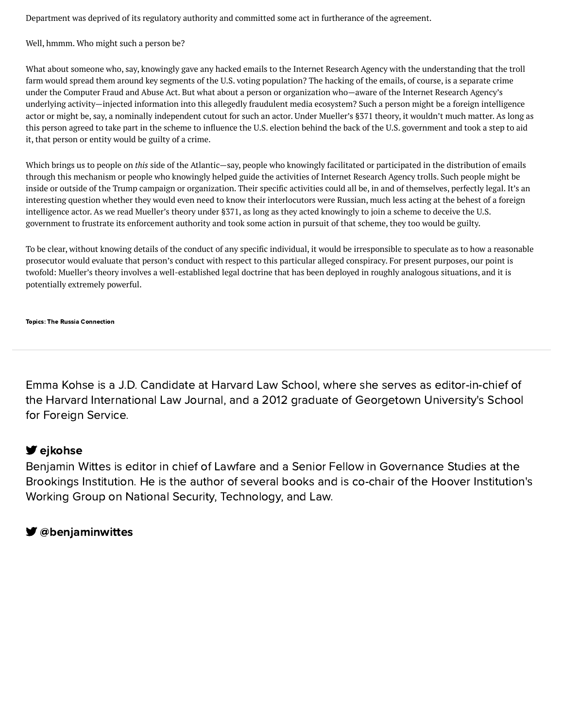Department was deprived of its regulatory authority and committed some act in furtherance of the agreement.

Well, hmmm. Who might such a person be?

What about someone who, say, knowingly gave any hacked emails to the Internet Research Agency with the understanding that the troll farm would spread them around key segments of the U.S. voting population? The hacking of the emails, of course, is a separate crime under the Computer Fraud and Abuse Act. But what about a person or organization who—aware of the Internet Research Agency's underlying activity—injected information into this allegedly fraudulent media ecosystem? Such a person might be a foreign intelligence actor or might be, say, a nominally independent cutout for such an actor. Under Mueller's §371 theory, it wouldn't much matter. As long as this person agreed to take part in the scheme to influence the U.S. election behind the back of the U.S. government and took a step to aid it, that person or entity would be guilty of a crime.

Which brings us to people on *this* side of the Atlantic—say, people who knowingly facilitated or participated in the distribution of emails through this mechanism or people who knowingly helped guide the activities of Internet Research Agency trolls. Such people might be inside or outside of the Trump campaign or organization. Their specific activities could all be, in and of themselves, perfectly legal. It's an interesting question whether they would even need to know their interlocutors were Russian, much less acting at the behest of a foreign intelligence actor. As we read Mueller's theory under §371, as long as they acted knowingly to join a scheme to deceive the U.S. government to frustrate its enforcement authority and took some action in pursuit of that scheme, they too would be guilty.

To be clear, without knowing details of the conduct of any specific individual, it would be irresponsible to speculate as to how a reasonable prosecutor would evaluate that person's conduct with respect to this particular alleged conspiracy. For present purposes, our point is twofold: Mueller's theory involves a well-established legal doctrine that has been deployed in roughly analogous situations, and it is potentially extremely powerful.

**Topics: The Russia Connection**

---

Emma Kohse is a J.D. Candidate at Harvard Law School, where she serves as editor-in-chief of the Harvard International Law Journal, and a 2012 graduate of Georgetown University's School for Foreign Service.

**ejkohse**

Benjamin Wittes is editor in chief of Lawfare and a Senior Fellow in Governance Studies at the Brookings Institution. He is the author of several books and is co-chair of the Hoover Institution's Working Group on National Security, Technology, and Law.

**@benjaminwittes**